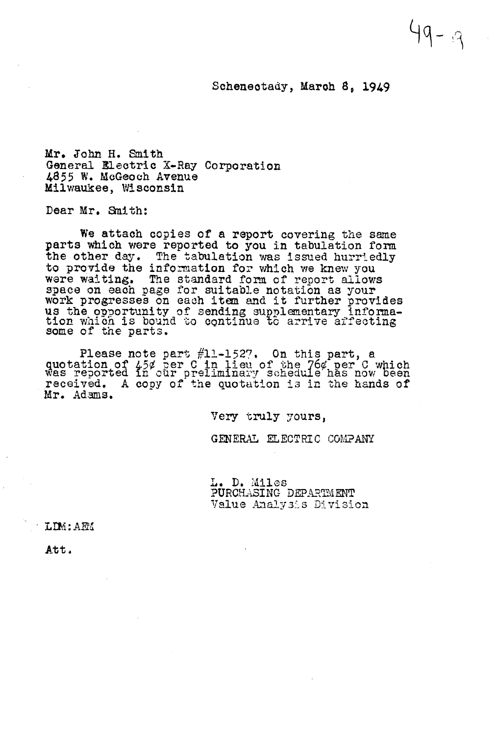49-9

Schenectady, March 8, 1949

Mr. John H. Smith
General Electric X-Ray Corporation
4855 W. McGeoch Avenue
Milwaukee, Wisconsin

Dear Mr. Smith:

We attach copies of a report covering the same parts which were reported to you in tabulation form the other day. The tabulation was issued hurriedly to provide the information for which we knew you were waiting. The standard form of report allows space on each page for suitable notation as your work progresses on each item and it further provides us the opportunity of sending supplementary information which is bound to continue to arrive affecting some of the parts.

Please note part #11-1527. On this part, a quotation of 45¢ per C in lieu of the 76¢ per C which was reported in our preliminary schedule has now been received. A copy of the quotation is in the hands of Mr. Adams.

Very truly yours,

GENERAL ELECTRIC COMPANY

L. D. Miles
PURCHASING DEPARTMENT
Value Analysis Division

LDM:AEM

Att.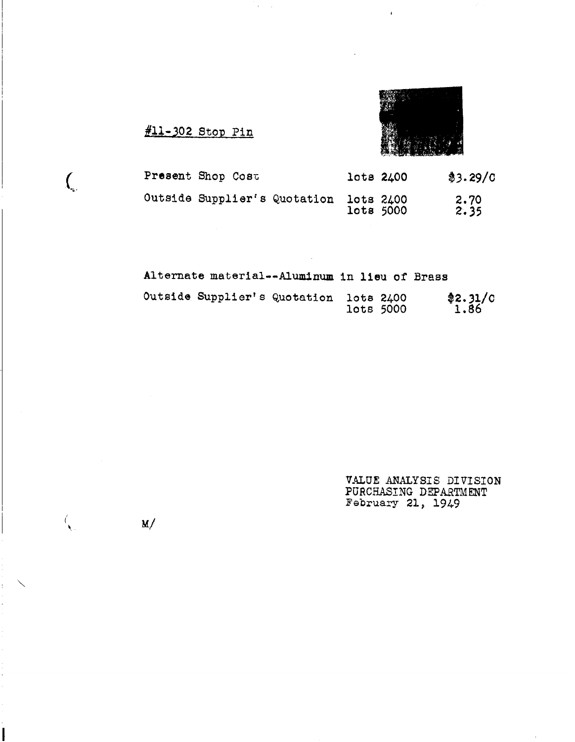#11-302 Stop Pin

| | | |
|---|---|---|
| Present Shop Cost | lots 2400 | $3.29/C |
| Outside Supplier's Quotation | lots 2400 | 2.70 |
| | lots 5000 | 2.35 |

Alternate material--Aluminum in lieu of Brass

| | | |
|---|---|---|
| Outside Supplier's Quotation | lots 2400 | $2.31/C |
| | lots 5000 | 1.86 |

VALUE ANALYSIS DIVISION
PURCHASING DEPARTMENT
February 21, 1949

M/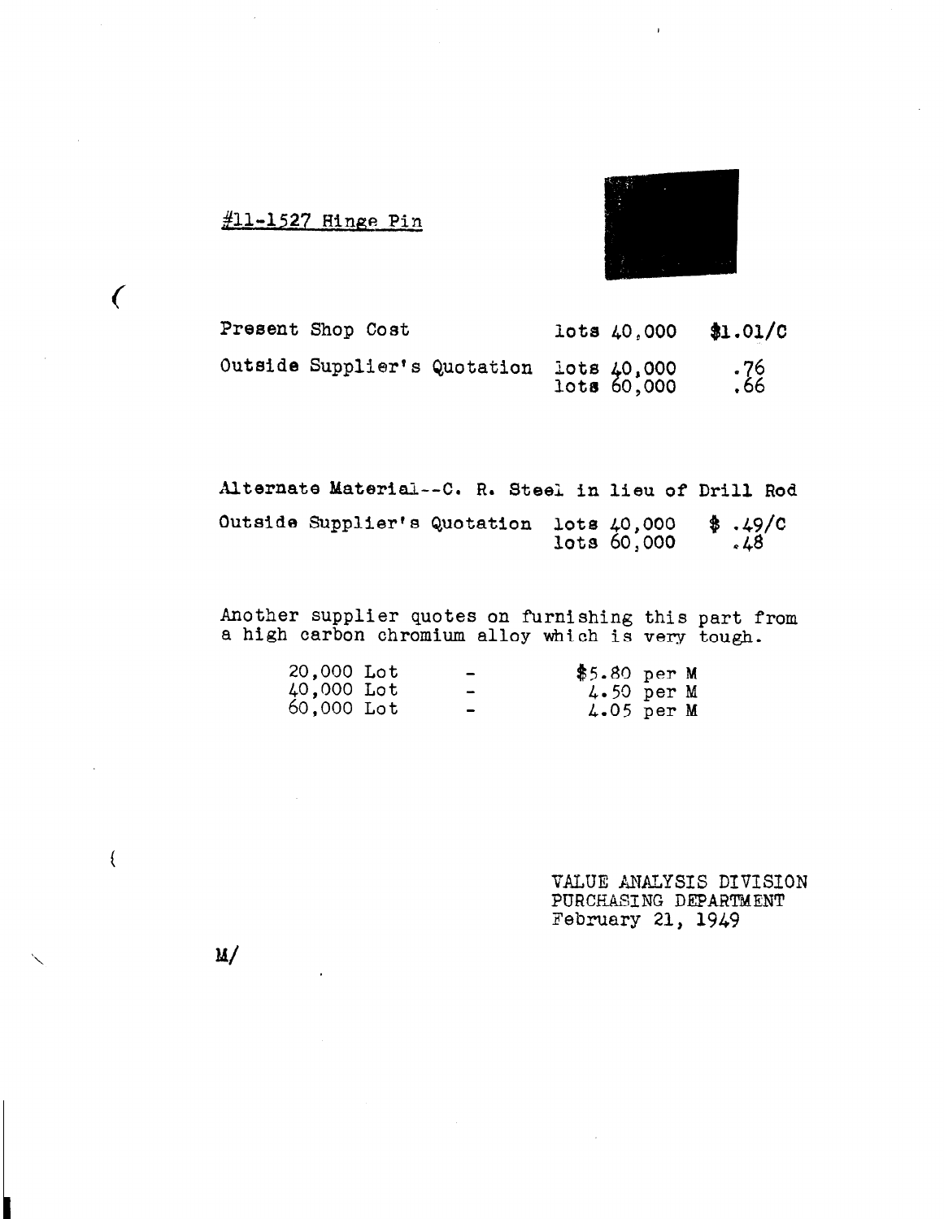#11-1527 Hinge Pin

| | | |
|---|---|---|
| Present Shop Cost | lots 40,000 | $1.01/C |
| Outside Supplier's Quotation | lots 40,000 | .76 |
| | lots 60,000 | .66 |

Alternate Material--C. R. Steel in lieu of Drill Rod

| | | |
|---|---|---|
| Outside Supplier's Quotation | lots 40,000 | $ .49/C |
| | lots 60,000 | .48 |

Another supplier quotes on furnishing this part from a high carbon chromium alloy which is very tough.

| | | |
|---|---|---|
| 20,000 Lot | - | $5.80 per M |
| 40,000 Lot | - | 4.50 per M |
| 60,000 Lot | - | 4.05 per M |

VALUE ANALYSIS DIVISION
PURCHASING DEPARTMENT
February 21, 1949

M/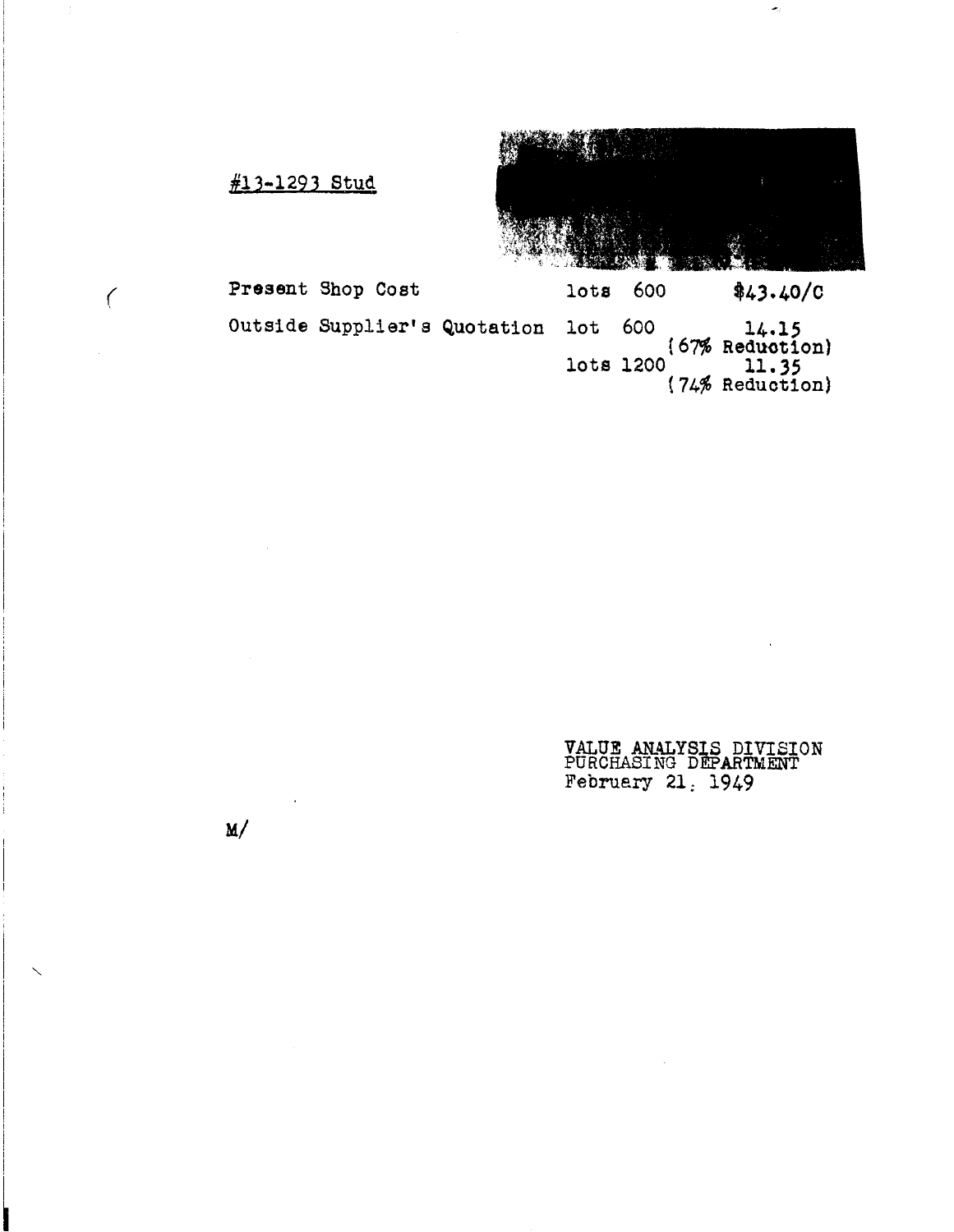#13-1293 Stud

| | | |
|---|---|---|
| Present Shop Cost | lots 600 | $43.40/C |
| Outside Supplier's Quotation | lot 600 | 14.15 (67% Reduction) |
| | lots 1200 | 11.35 (74% Reduction) |

VALUE ANALYSIS DIVISION
PURCHASING DEPARTMENT
February 21, 1949

M/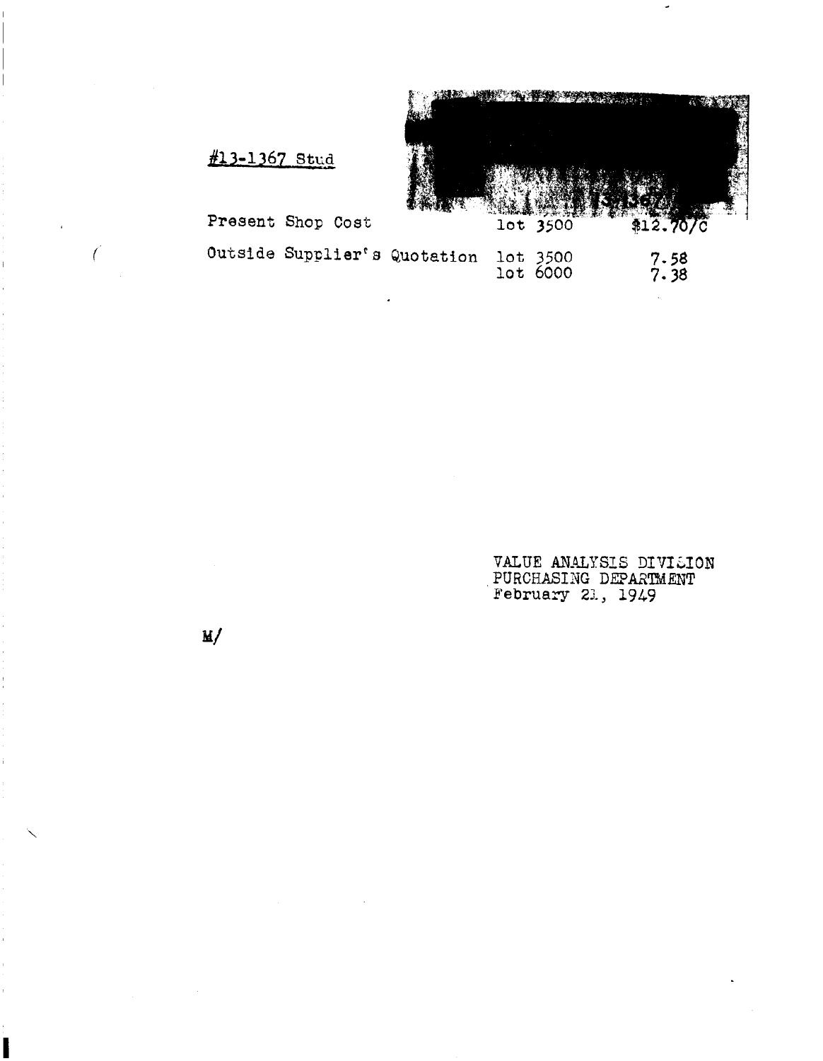#13-1367 Stud

| | | |
|---|---|---|
| Present Shop Cost | lot 3500 | $12.70/C |
| Outside Supplier's Quotation | lot 3500 | 7.58 |
| | lot 6000 | 7.38 |

VALUE ANALYSIS DIVISION
PURCHASING DEPARTMENT
February 21, 1949

M/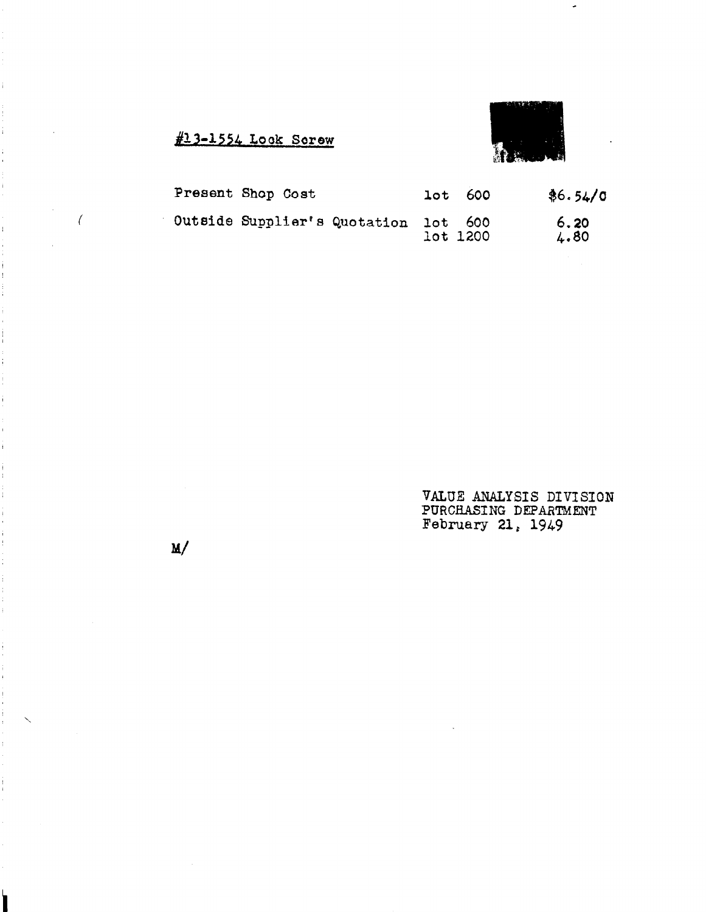#13-1554 Lock Screw

| | | |
|---|---|---|
| Present Shop Cost | lot 600 | $6.54/C |
| Outside Supplier's Quotation | lot 600 | 6.20 |
| | lot 1200 | 4.80 |

VALUE ANALYSIS DIVISION
PURCHASING DEPARTMENT
February 21, 1949

M/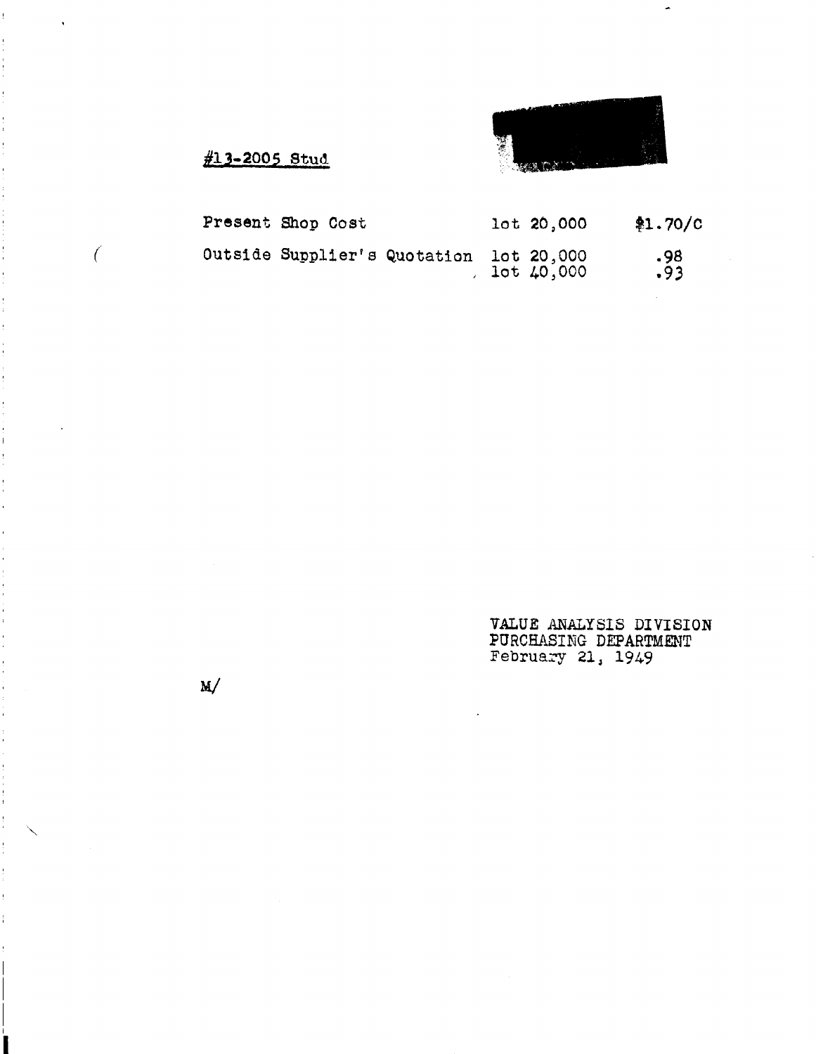#13-2005 Stud

| | | |
|---|---|---|
| Present Shop Cost | lot 20,000 | $1.70/C |
| Outside Supplier's Quotation | lot 20,000 | .98 |
| | lot 40,000 | .93 |

VALUE ANALYSIS DIVISION
PURCHASING DEPARTMENT
February 21, 1949

M/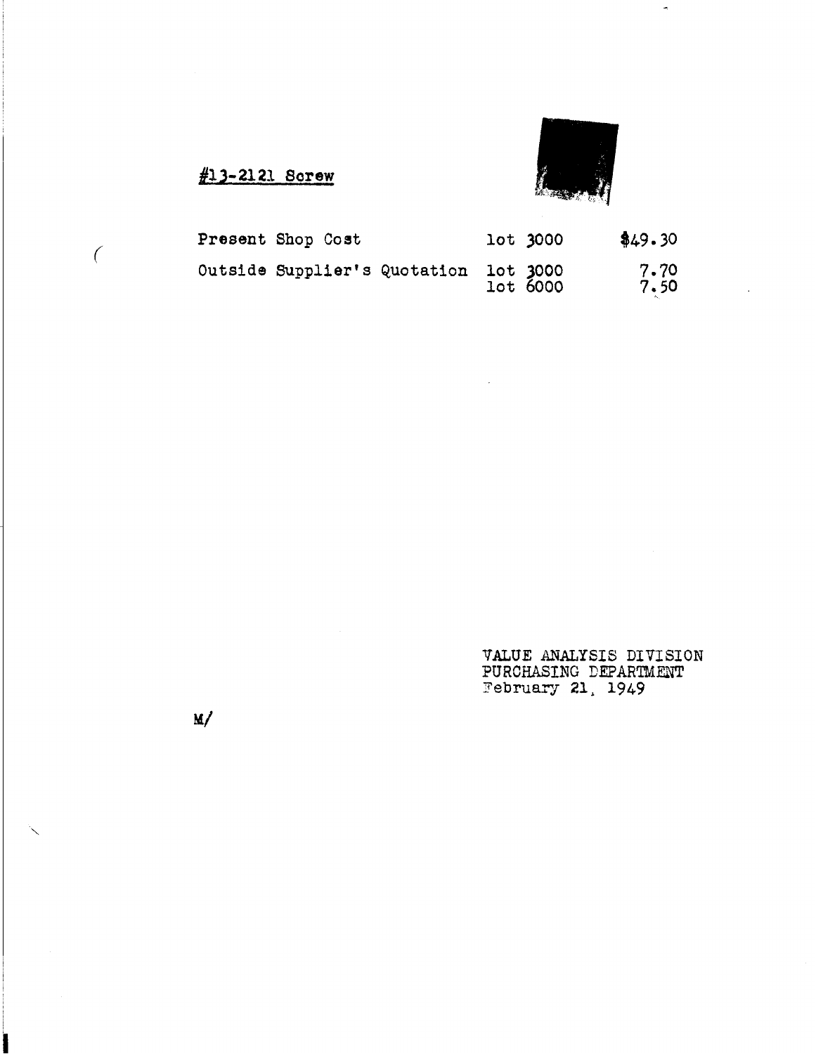#13-2121 Screw

| | | |
|---|---|---|
| Present Shop Cost | lot 3000 | $49.30 |
| Outside Supplier's Quotation | lot 3000 | 7.70 |
| | lot 6000 | 7.50 |

VALUE ANALYSIS DIVISION
PURCHASING DEPARTMENT
February 21, 1949

M/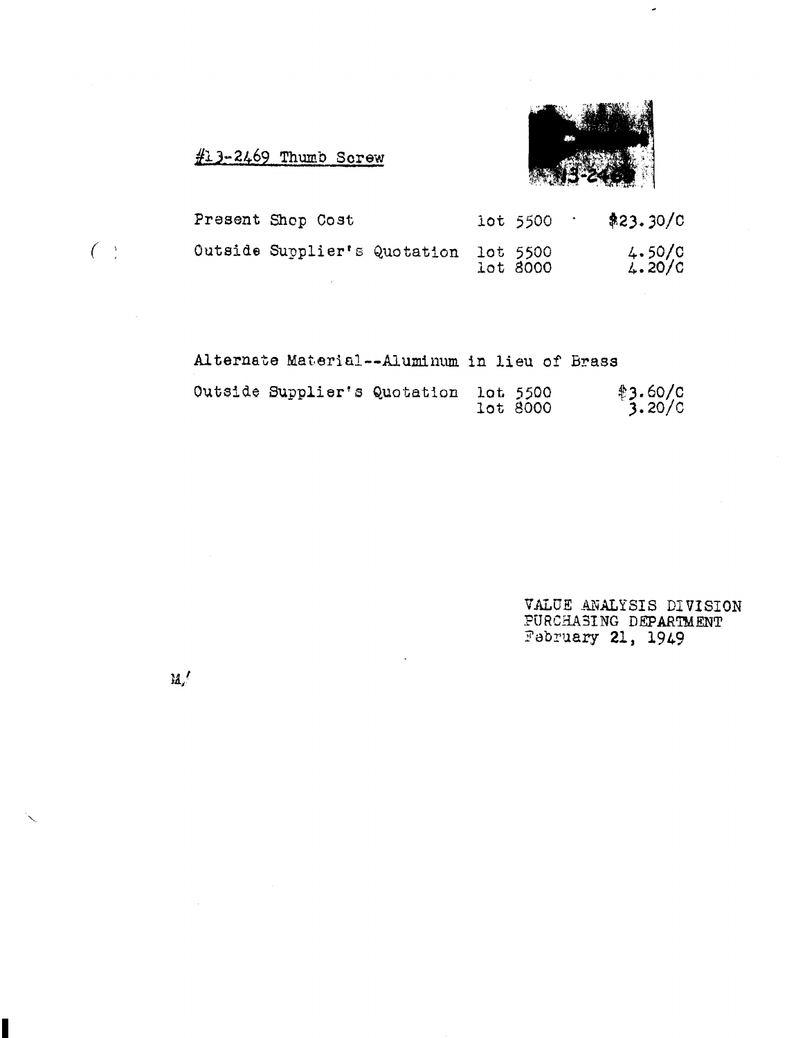#13-2469 Thumb Screw

| | | |
|---|---|---|
| Present Shop Cost | lot 5500 | $23.30/C |
| Outside Supplier's Quotation | lot 5500 | 4.50/C |
| | lot 8000 | 4.20/C |

Alternate Material--Aluminum in lieu of Brass

| | | |
|---|---|---|
| Outside Supplier's Quotation | lot 5500 | $3.60/C |
| | lot 8000 | 3.20/C |

VALUE ANALYSIS DIVISION
PURCHASING DEPARTMENT
February 21, 1949

M/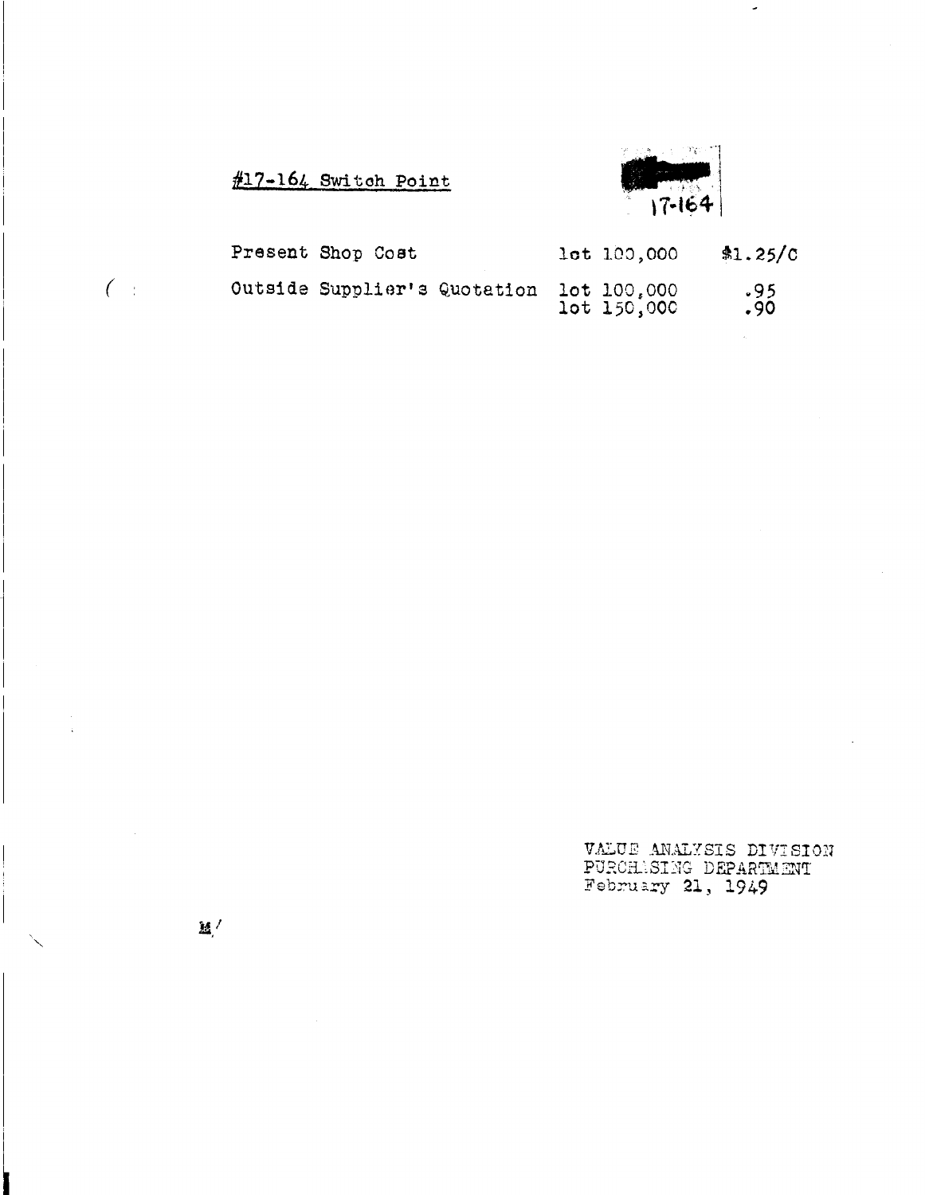#17-164 Switch Point

17-164

| | | |
|---|---|---|
| Present Shop Cost | lot 100,000 | $1.25/C |
| Outside Supplier's Quotation | lot 100,000 | .95 |
| | lot 150,000 | .90 |

VALUE ANALYSIS DIVISION
PURCHASING DEPARTMENT
February 21, 1949

M/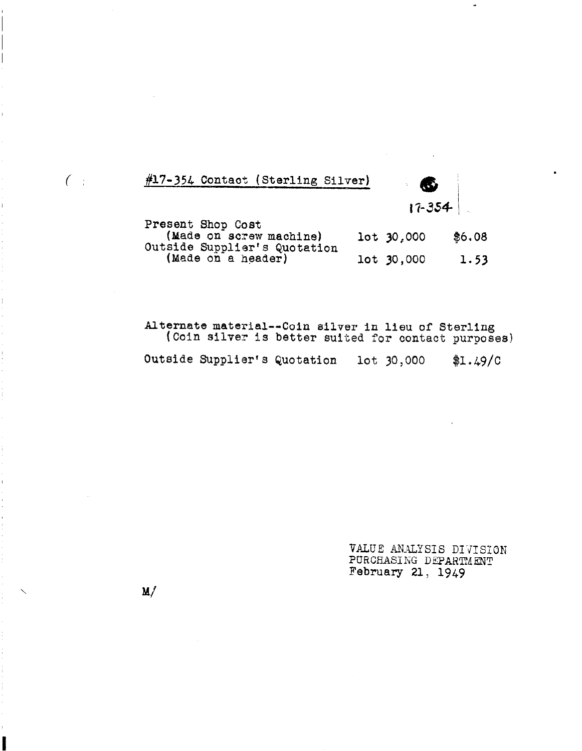#17-354 Contact (Sterling Silver)

17-354

| | | |
|---|---|---|
| Present Shop Cost (Made on screw machine) | lot 30,000 | $6.08 |
| Outside Supplier's Quotation (Made on a header) | lot 30,000 | 1.53 |

Alternate material--Coin silver in lieu of Sterling
(Coin silver is better suited for contact purposes)

| | | |
|---|---|---|
| Outside Supplier's Quotation | lot 30,000 | $1.49/C |

VALUE ANALYSIS DIVISION
PURCHASING DEPARTMENT
February 21, 1949

M/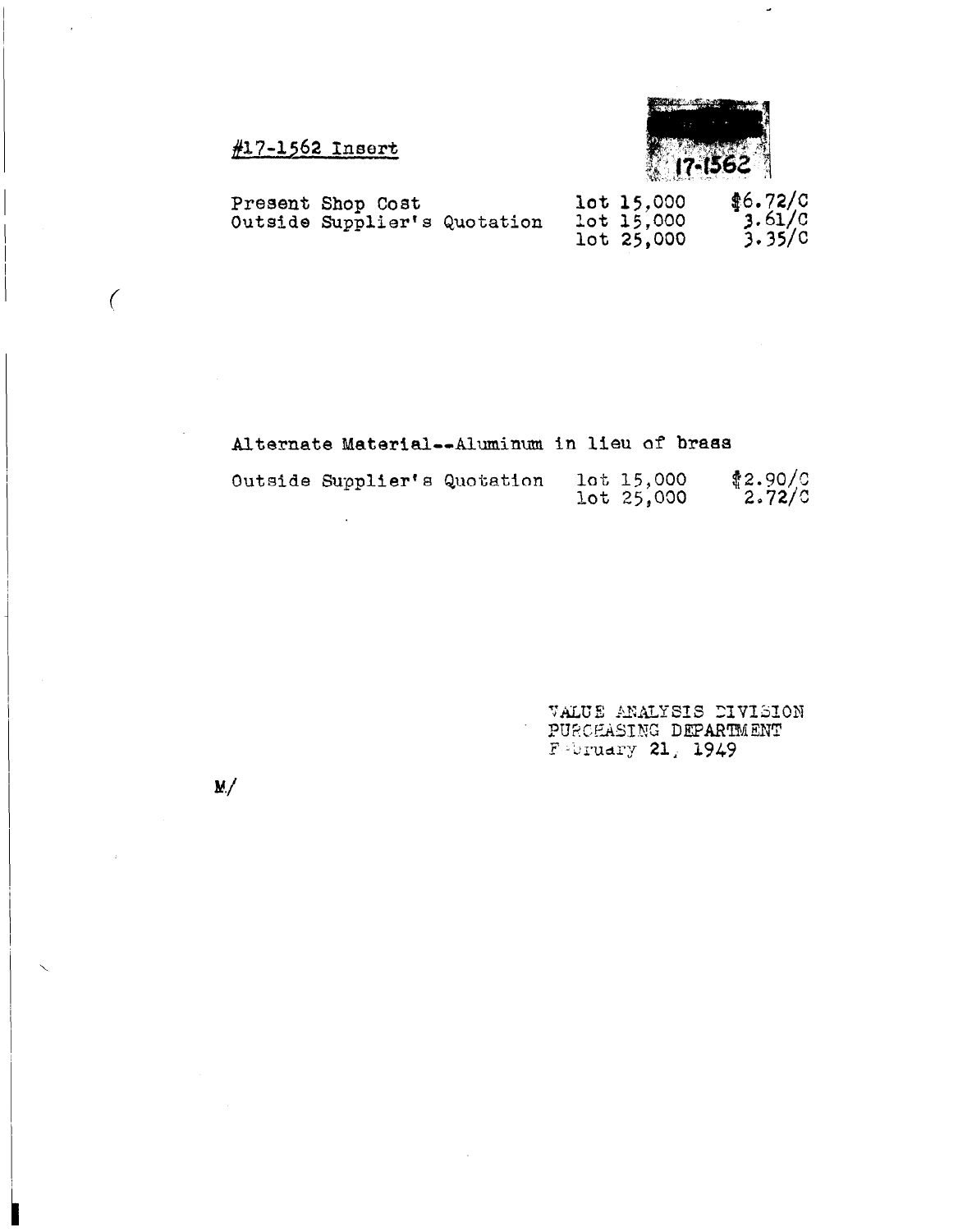#17-1562 Insert

17-1562

| | | |
|---|---|---|
| Present Shop Cost | lot 15,000 | $6.72/C |
| Outside Supplier's Quotation | lot 15,000 | 3.61/C |
| | lot 25,000 | 3.35/C |

Alternate Material--Aluminum in lieu of brass

| | | |
|---|---|---|
| Outside Supplier's Quotation | lot 15,000 | $2.90/C |
| | lot 25,000 | 2.72/C |

VALUE ANALYSIS DIVISION
PURCHASING DEPARTMENT
February 21, 1949

M/